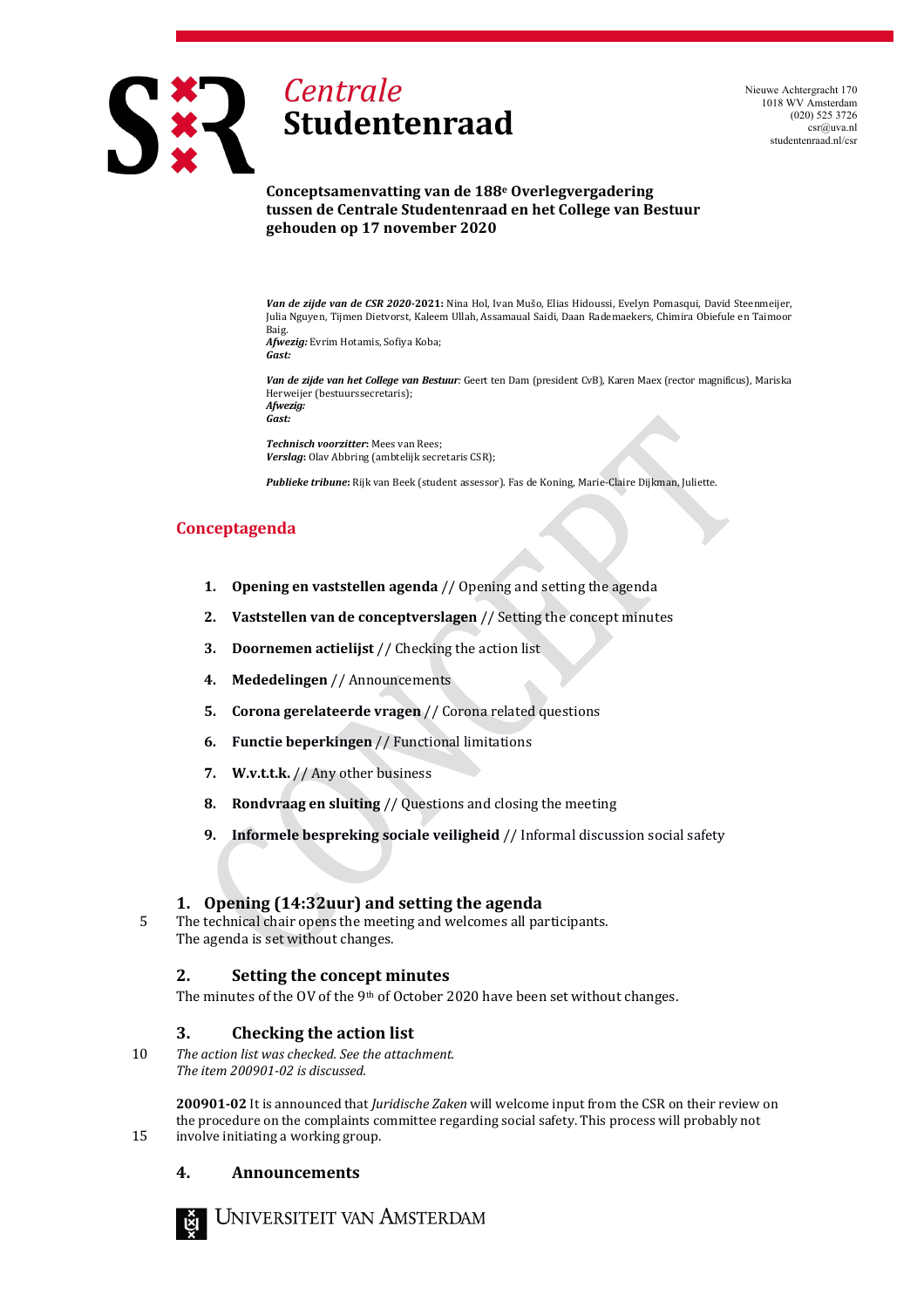# Centrale Studentenraad

Nieuwe Achtergracht 170
1018 WV Amsterdam
(020) 525 3726
csr@uva.nl
studentenraad.nl/csr

**Conceptsamenvatting van de 188e Overlegvergadering tussen de Centrale Studentenraad en het College van Bestuur gehouden op 17 november 2020**

***Van de zijde van de CSR 2020-*****2021:** Nina Hol, Ivan Mušo, Elias Hidoussi, Evelyn Pomasqui, David Steenmeijer, Julia Nguyen, Tijmen Dietvorst, Kaleem Ullah, Assamaual Saidi, Daan Rademaekers, Chimira Obiefule en Taimoor Baig.
***Afwezig:*** Evrim Hotamis, Sofiya Koba;
***Gast:***

***Van de zijde van het College van Bestuur***: Geert ten Dam (president CvB), Karen Maex (rector magnificus), Mariska Herweijer (bestuurssecretaris);
***Afwezig:***
***Gast:***

***Technisch voorzitter*****:** Mees van Rees;
***Verslag:*** Olav Abbring (ambtelijk secretaris CSR);

***Publieke tribune*****:** Rijk van Beek (student assessor). Fas de Koning, Marie-Claire Dijkman, Juliette.

## Conceptagenda

1. **Opening en vaststellen agenda** // Opening and setting the agenda
2. **Vaststellen van de conceptverslagen** // Setting the concept minutes
3. **Doornemen actielijst** // Checking the action list
4. **Mededelingen** // Announcements
5. **Corona gerelateerde vragen** // Corona related questions
6. **Functie beperkingen** // Functional limitations
7. **W.v.t.t.k.** // Any other business
8. **Rondvraag en sluiting** // Questions and closing the meeting
9. **Informele bespreking sociale veiligheid** // Informal discussion social safety

### 1. Opening (14:32uur) and setting the agenda

The technical chair opens the meeting and welcomes all participants.
The agenda is set without changes.

### 2. Setting the concept minutes

The minutes of the OV of the 9th of October 2020 have been set without changes.

### 3. Checking the action list

*The action list was checked. See the attachment.*
*The item 200901-02 is discussed.*

**200901-02** It is announced that *Juridische Zaken* will welcome input from the CSR on their review on the procedure on the complaints committee regarding social safety. This process will probably not involve initiating a working group.

### 4. Announcements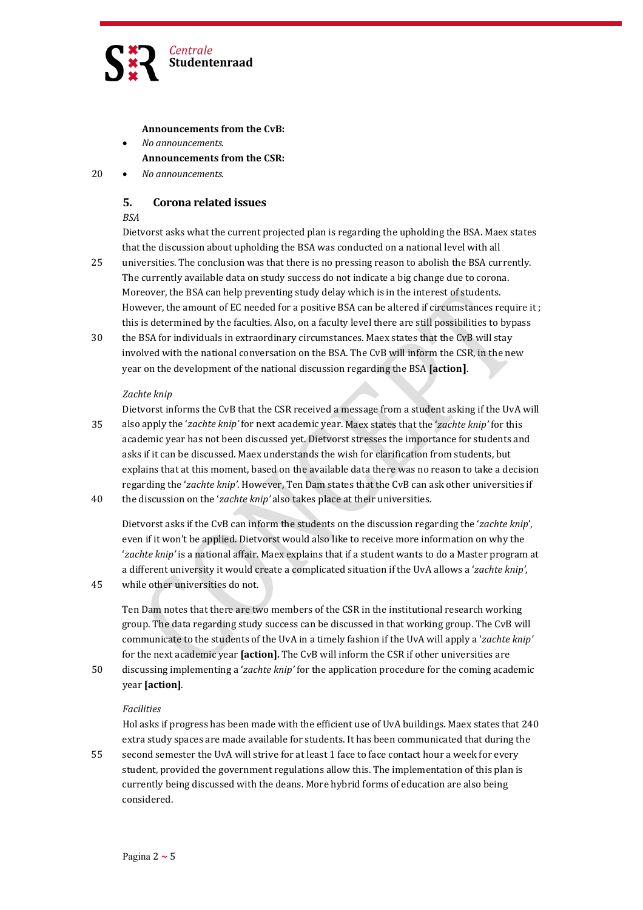**Announcements from the CvB:**

- *No announcements.*

**Announcements from the CSR:**

- *No announcements.*

## 5. Corona related issues

*BSA*

Dietvorst asks what the current projected plan is regarding the upholding the BSA. Maex states that the discussion about upholding the BSA was conducted on a national level with all universities. The conclusion was that there is no pressing reason to abolish the BSA currently. The currently available data on study success do not indicate a big change due to corona. Moreover, the BSA can help preventing study delay which is in the interest of students. However, the amount of EC needed for a positive BSA can be altered if circumstances require it ; this is determined by the faculties. Also, on a faculty level there are still possibilities to bypass the BSA for individuals in extraordinary circumstances. Maex states that the CvB will stay involved with the national conversation on the BSA. The CvB will inform the CSR, in the new year on the development of the national discussion regarding the BSA **[action]**.

*Zachte knip*

Dietvorst informs the CvB that the CSR received a message from a student asking if the UvA will also apply the '*zachte knip'* for next academic year. Maex states that the '*zachte knip'* for this academic year has not been discussed yet. Dietvorst stresses the importance for students and asks if it can be discussed. Maex understands the wish for clarification from students, but explains that at this moment, based on the available data there was no reason to take a decision regarding the '*zachte knip'*. However, Ten Dam states that the CvB can ask other universities if the discussion on the '*zachte knip'* also takes place at their universities.

Dietvorst asks if the CvB can inform the students on the discussion regarding the '*zachte knip*', even if it won't be applied. Dietvorst would also like to receive more information on why the '*zachte knip'* is a national affair. Maex explains that if a student wants to do a Master program at a different university it would create a complicated situation if the UvA allows a '*zachte knip'*, while other universities do not.

Ten Dam notes that there are two members of the CSR in the institutional research working group. The data regarding study success can be discussed in that working group. The CvB will communicate to the students of the UvA in a timely fashion if the UvA will apply a '*zachte knip'* for the next academic year **[action].** The CvB will inform the CSR if other universities are discussing implementing a '*zachte knip'* for the application procedure for the coming academic year **[action]**.

*Facilities*

Hol asks if progress has been made with the efficient use of UvA buildings. Maex states that 240 extra study spaces are made available for students. It has been communicated that during the second semester the UvA will strive for at least 1 face to face contact hour a week for every student, provided the government regulations allow this. The implementation of this plan is currently being discussed with the deans. More hybrid forms of education are also being considered.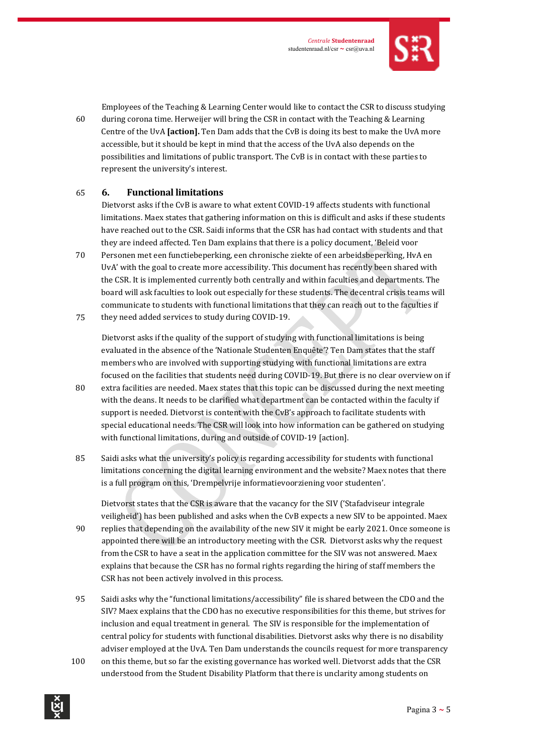Employees of the Teaching & Learning Center would like to contact the CSR to discuss studying during corona time. Herweijer will bring the CSR in contact with the Teaching & Learning Centre of the UvA **[action].** Ten Dam adds that the CvB is doing its best to make the UvA more accessible, but it should be kept in mind that the access of the UvA also depends on the possibilities and limitations of public transport. The CvB is in contact with these parties to represent the university's interest.

## 6. Functional limitations

Dietvorst asks if the CvB is aware to what extent COVID-19 affects students with functional limitations. Maex states that gathering information on this is difficult and asks if these students have reached out to the CSR. Saidi informs that the CSR has had contact with students and that they are indeed affected. Ten Dam explains that there is a policy document, 'Beleid voor Personen met een functiebeperking, een chronische ziekte of een arbeidsbeperking, HvA en UvA' with the goal to create more accessibility. This document has recently been shared with the CSR. It is implemented currently both centrally and within faculties and departments. The board will ask faculties to look out especially for these students. The decentral crisis teams will communicate to students with functional limitations that they can reach out to the faculties if they need added services to study during COVID-19.

Dietvorst asks if the quality of the support of studying with functional limitations is being evaluated in the absence of the 'Nationale Studenten Enquête'? Ten Dam states that the staff members who are involved with supporting studying with functional limitations are extra focused on the facilities that students need during COVID-19. But there is no clear overview on if extra facilities are needed. Maex states that this topic can be discussed during the next meeting with the deans. It needs to be clarified what department can be contacted within the faculty if support is needed. Dietvorst is content with the CvB's approach to facilitate students with special educational needs. The CSR will look into how information can be gathered on studying with functional limitations, during and outside of COVID-19 [action].

Saidi asks what the university's policy is regarding accessibility for students with functional limitations concerning the digital learning environment and the website? Maex notes that there is a full program on this, 'Drempelvrije informatievoorziening voor studenten'.

Dietvorst states that the CSR is aware that the vacancy for the SIV ('Stafadviseur integrale veiligheid') has been published and asks when the CvB expects a new SIV to be appointed. Maex replies that depending on the availability of the new SIV it might be early 2021. Once someone is appointed there will be an introductory meeting with the CSR. Dietvorst asks why the request from the CSR to have a seat in the application committee for the SIV was not answered. Maex explains that because the CSR has no formal rights regarding the hiring of staff members the CSR has not been actively involved in this process.

Saidi asks why the "functional limitations/accessibility" file is shared between the CDO and the SIV? Maex explains that the CDO has no executive responsibilities for this theme, but strives for inclusion and equal treatment in general. The SIV is responsible for the implementation of central policy for students with functional disabilities. Dietvorst asks why there is no disability adviser employed at the UvA. Ten Dam understands the councils request for more transparency on this theme, but so far the existing governance has worked well. Dietvorst adds that the CSR understood from the Student Disability Platform that there is unclarity among students on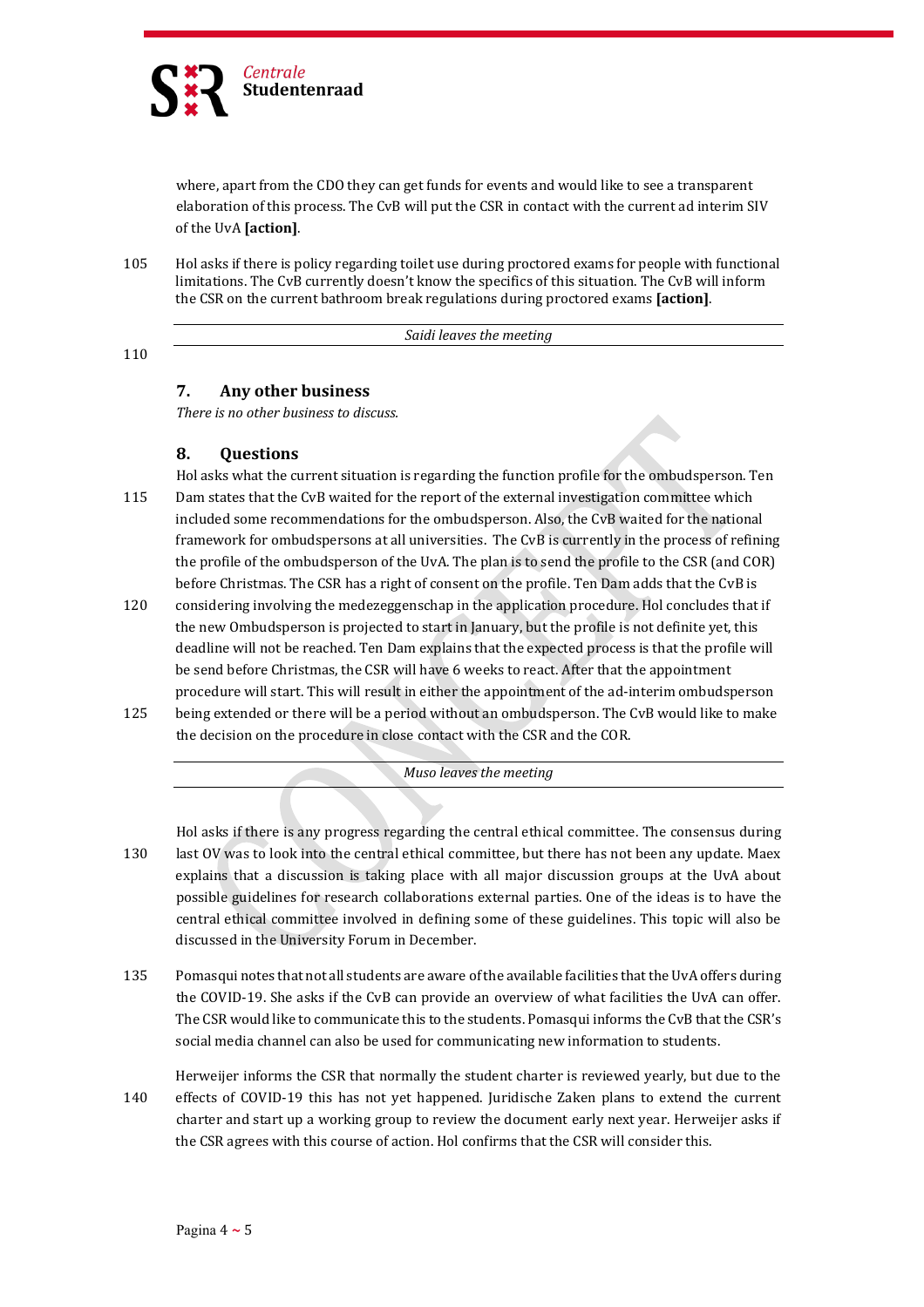where, apart from the CDO they can get funds for events and would like to see a transparent elaboration of this process. The CvB will put the CSR in contact with the current ad interim SIV of the UvA **[action]**.

105 Hol asks if there is policy regarding toilet use during proctored exams for people with functional limitations. The CvB currently doesn't know the specifics of this situation. The CvB will inform the CSR on the current bathroom break regulations during proctored exams **[action]**.

*Saidi leaves the meeting*

110

## 7. Any other business

*There is no other business to discuss.*

## 8. Questions

Hol asks what the current situation is regarding the function profile for the ombudsperson. Ten
115 Dam states that the CvB waited for the report of the external investigation committee which included some recommendations for the ombudsperson. Also, the CvB waited for the national framework for ombudspersons at all universities. The CvB is currently in the process of refining the profile of the ombudsperson of the UvA. The plan is to send the profile to the CSR (and COR) before Christmas. The CSR has a right of consent on the profile. Ten Dam adds that the CvB is
120 considering involving the medezeggenschap in the application procedure. Hol concludes that if the new Ombudsperson is projected to start in January, but the profile is not definite yet, this deadline will not be reached. Ten Dam explains that the expected process is that the profile will be send before Christmas, the CSR will have 6 weeks to react. After that the appointment procedure will start. This will result in either the appointment of the ad-interim ombudsperson
125 being extended or there will be a period without an ombudsperson. The CvB would like to make the decision on the procedure in close contact with the CSR and the COR.

*Muso leaves the meeting*

Hol asks if there is any progress regarding the central ethical committee. The consensus during
130 last OV was to look into the central ethical committee, but there has not been any update. Maex explains that a discussion is taking place with all major discussion groups at the UvA about possible guidelines for research collaborations external parties. One of the ideas is to have the central ethical committee involved in defining some of these guidelines. This topic will also be discussed in the University Forum in December.

135 Pomasqui notes that not all students are aware of the available facilities that the UvA offers during the COVID-19. She asks if the CvB can provide an overview of what facilities the UvA can offer. The CSR would like to communicate this to the students. Pomasqui informs the CvB that the CSR's social media channel can also be used for communicating new information to students.

Herweijer informs the CSR that normally the student charter is reviewed yearly, but due to the
140 effects of COVID-19 this has not yet happened. Juridische Zaken plans to extend the current charter and start up a working group to review the document early next year. Herweijer asks if the CSR agrees with this course of action. Hol confirms that the CSR will consider this.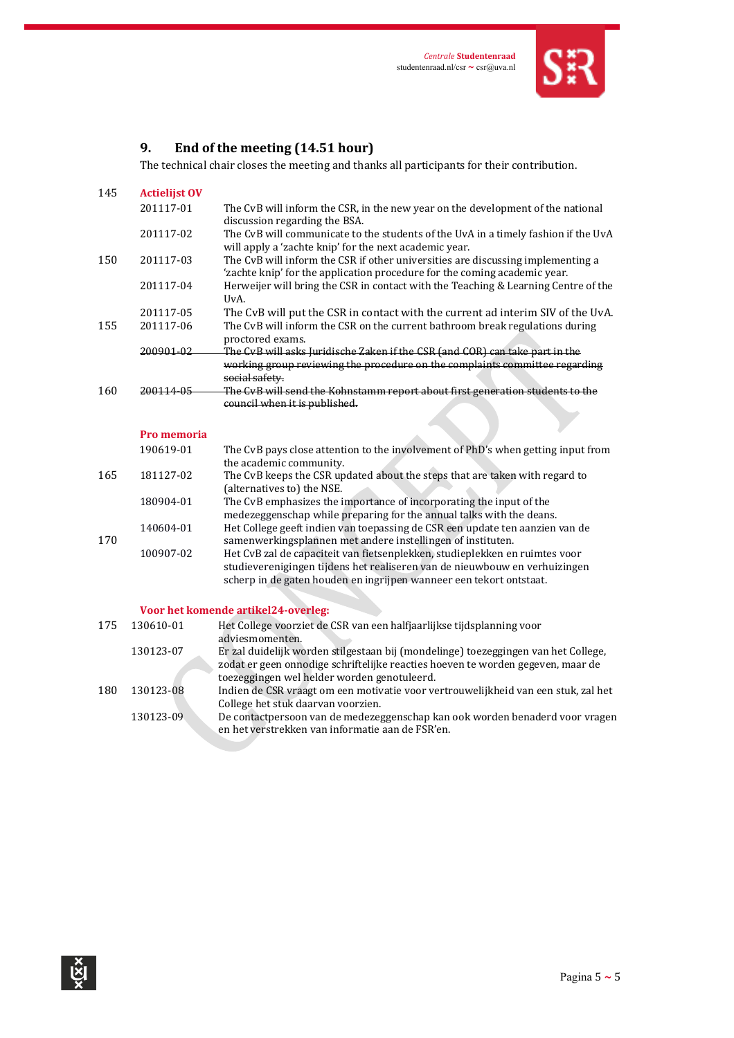## 9. End of the meeting (14.51 hour)

The technical chair closes the meeting and thanks all participants for their contribution.

### Actielijst OV

| | |
|---|---|
| 201117-01 | The CvB will inform the CSR, in the new year on the development of the national discussion regarding the BSA. |
| 201117-02 | The CvB will communicate to the students of the UvA in a timely fashion if the UvA will apply a 'zachte knip' for the next academic year. |
| 201117-03 | The CvB will inform the CSR if other universities are discussing implementing a 'zachte knip' for the application procedure for the coming academic year. |
| 201117-04 | Herweijer will bring the CSR in contact with the Teaching & Learning Centre of the UvA. |
| 201117-05 | The CvB will put the CSR in contact with the current ad interim SIV of the UvA. |
| 201117-06 | The CvB will inform the CSR on the current bathroom break regulations during proctored exams. |
| ~~200901-02~~ | ~~The CvB will asks Juridische Zaken if the CSR (and COR) can take part in the working group reviewing the procedure on the complaints committee regarding social safety.~~ |
| ~~200114-05~~ | ~~The CvB will send the Kohnstamm report about first generation students to the council when it is published.~~ |

### Pro memoria

| | |
|---|---|
| 190619-01 | The CvB pays close attention to the involvement of PhD's when getting input from the academic community. |
| 181127-02 | The CvB keeps the CSR updated about the steps that are taken with regard to (alternatives to) the NSE. |
| 180904-01 | The CvB emphasizes the importance of incorporating the input of the medezeggenschap while preparing for the annual talks with the deans. |
| 140604-01 | Het College geeft indien van toepassing de CSR een update ten aanzien van de samenwerkingsplannen met andere instellingen of instituten. |
| 100907-02 | Het CvB zal de capaciteit van fietsenplekken, studieplekken en ruimtes voor studieverenigingen tijdens het realiseren van de nieuwbouw en verhuizingen scherp in de gaten houden en ingrijpen wanneer een tekort ontstaat. |

### Voor het komende artikel24-overleg:

| | |
|---|---|
| 130610-01 | Het College voorziet de CSR van een halfjaarlijkse tijdsplanning voor adviesmomenten. |
| 130123-07 | Er zal duidelijk worden stilgestaan bij (mondelinge) toezeggingen van het College, zodat er geen onnodige schriftelijke reacties hoeven te worden gegeven, maar de toezeggingen wel helder worden genotuleerd. |
| 130123-08 | Indien de CSR vraagt om een motivatie voor vertrouwelijkheid van een stuk, zal het College het stuk daarvan voorzien. |
| 130123-09 | De contactpersoon van de medezeggenschap kan ook worden benaderd voor vragen en het verstrekken van informatie aan de FSR'en. |